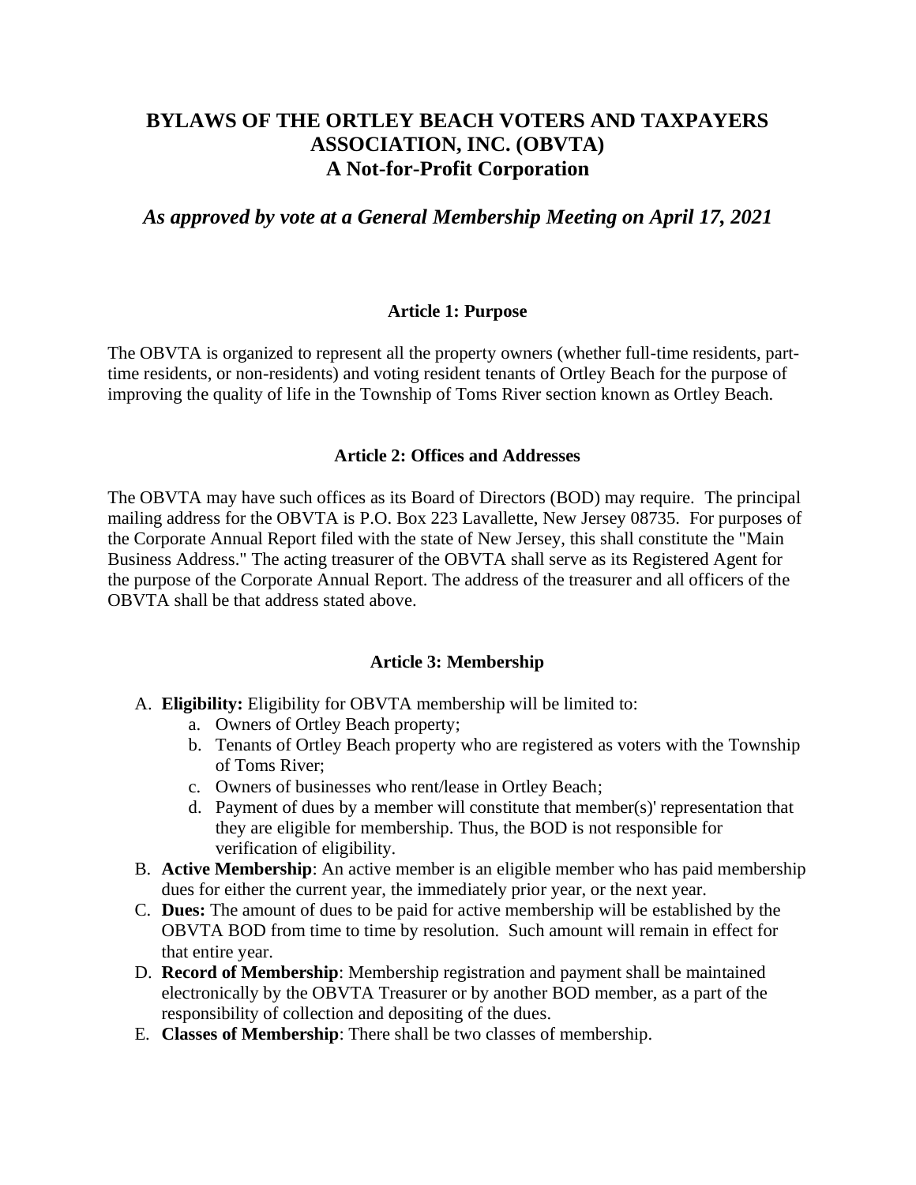# BYLAWS OF THE ORTLEY BEACH VOTERS AND TAXPAYERS ASSOCIATION, INC. (OBVTA)
# A Not-for-Profit Corporation

### *As approved by vote at a General Membership Meeting on April 17, 2021*

## Article 1: Purpose

The OBVTA is organized to represent all the property owners (whether full-time residents, part-time residents, or non-residents) and voting resident tenants of Ortley Beach for the purpose of improving the quality of life in the Township of Toms River section known as Ortley Beach.

## Article 2: Offices and Addresses

The OBVTA may have such offices as its Board of Directors (BOD) may require. The principal mailing address for the OBVTA is P.O. Box 223 Lavallette, New Jersey 08735. For purposes of the Corporate Annual Report filed with the state of New Jersey, this shall constitute the "Main Business Address." The acting treasurer of the OBVTA shall serve as its Registered Agent for the purpose of the Corporate Annual Report. The address of the treasurer and all officers of the OBVTA shall be that address stated above.

## Article 3: Membership

A. **Eligibility:** Eligibility for OBVTA membership will be limited to:
   a. Owners of Ortley Beach property;
   b. Tenants of Ortley Beach property who are registered as voters with the Township of Toms River;
   c. Owners of businesses who rent/lease in Ortley Beach;
   d. Payment of dues by a member will constitute that member(s)' representation that they are eligible for membership. Thus, the BOD is not responsible for verification of eligibility.

B. **Active Membership**: An active member is an eligible member who has paid membership dues for either the current year, the immediately prior year, or the next year.

C. **Dues:** The amount of dues to be paid for active membership will be established by the OBVTA BOD from time to time by resolution. Such amount will remain in effect for that entire year.

D. **Record of Membership**: Membership registration and payment shall be maintained electronically by the OBVTA Treasurer or by another BOD member, as a part of the responsibility of collection and depositing of the dues.

E. **Classes of Membership**: There shall be two classes of membership.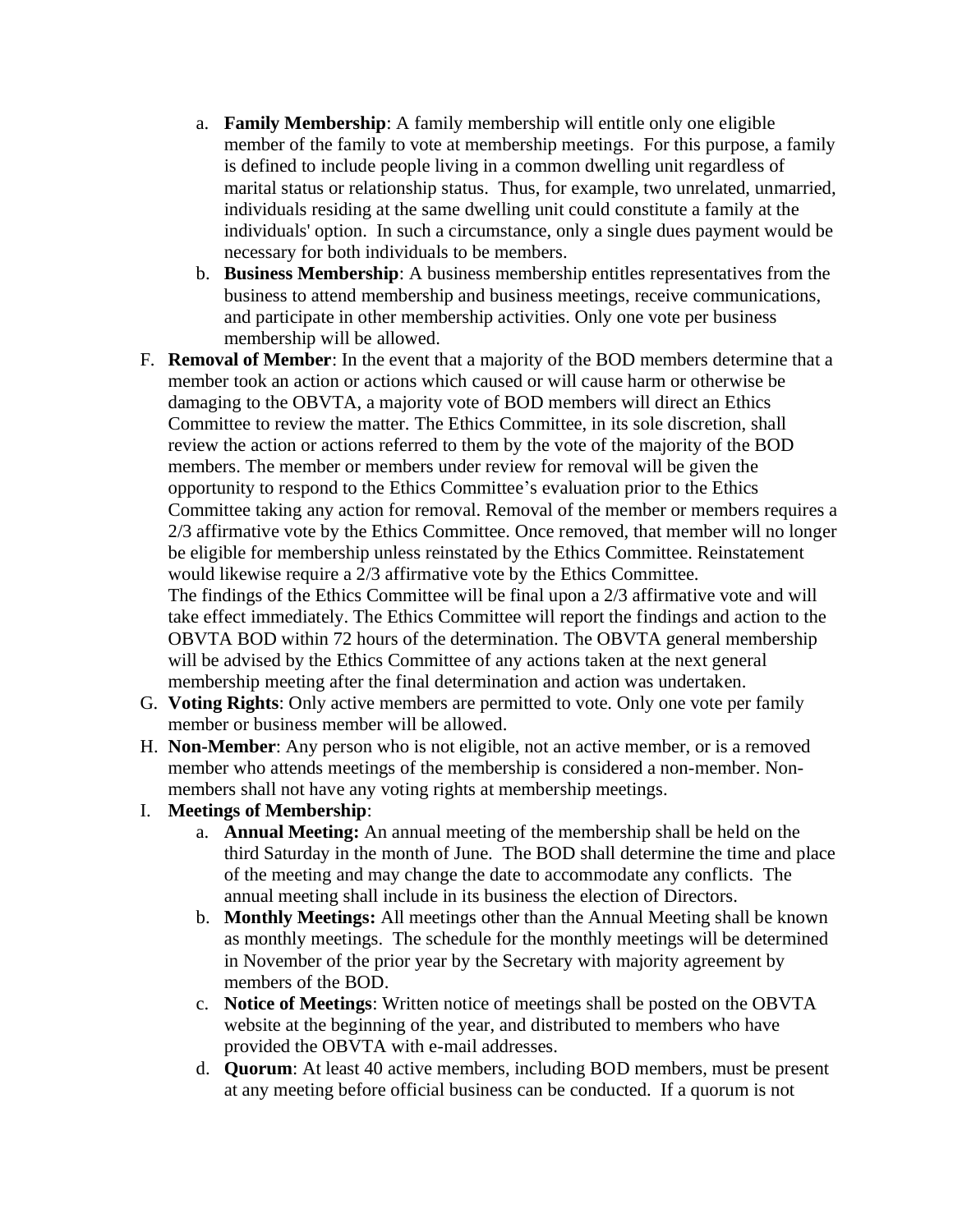a. **Family Membership**: A family membership will entitle only one eligible member of the family to vote at membership meetings. For this purpose, a family is defined to include people living in a common dwelling unit regardless of marital status or relationship status. Thus, for example, two unrelated, unmarried, individuals residing at the same dwelling unit could constitute a family at the individuals' option. In such a circumstance, only a single dues payment would be necessary for both individuals to be members.

b. **Business Membership**: A business membership entitles representatives from the business to attend membership and business meetings, receive communications, and participate in other membership activities. Only one vote per business membership will be allowed.

F. **Removal of Member**: In the event that a majority of the BOD members determine that a member took an action or actions which caused or will cause harm or otherwise be damaging to the OBVTA, a majority vote of BOD members will direct an Ethics Committee to review the matter. The Ethics Committee, in its sole discretion, shall review the action or actions referred to them by the vote of the majority of the BOD members. The member or members under review for removal will be given the opportunity to respond to the Ethics Committee's evaluation prior to the Ethics Committee taking any action for removal. Removal of the member or members requires a 2/3 affirmative vote by the Ethics Committee. Once removed, that member will no longer be eligible for membership unless reinstated by the Ethics Committee. Reinstatement would likewise require a 2/3 affirmative vote by the Ethics Committee.
The findings of the Ethics Committee will be final upon a 2/3 affirmative vote and will take effect immediately. The Ethics Committee will report the findings and action to the OBVTA BOD within 72 hours of the determination. The OBVTA general membership will be advised by the Ethics Committee of any actions taken at the next general membership meeting after the final determination and action was undertaken.

G. **Voting Rights**: Only active members are permitted to vote. Only one vote per family member or business member will be allowed.

H. **Non-Member**: Any person who is not eligible, not an active member, or is a removed member who attends meetings of the membership is considered a non-member. Non-members shall not have any voting rights at membership meetings.

I. **Meetings of Membership**:

a. **Annual Meeting:** An annual meeting of the membership shall be held on the third Saturday in the month of June. The BOD shall determine the time and place of the meeting and may change the date to accommodate any conflicts. The annual meeting shall include in its business the election of Directors.

b. **Monthly Meetings:** All meetings other than the Annual Meeting shall be known as monthly meetings. The schedule for the monthly meetings will be determined in November of the prior year by the Secretary with majority agreement by members of the BOD.

c. **Notice of Meetings**: Written notice of meetings shall be posted on the OBVTA website at the beginning of the year, and distributed to members who have provided the OBVTA with e-mail addresses.

d. **Quorum**: At least 40 active members, including BOD members, must be present at any meeting before official business can be conducted. If a quorum is not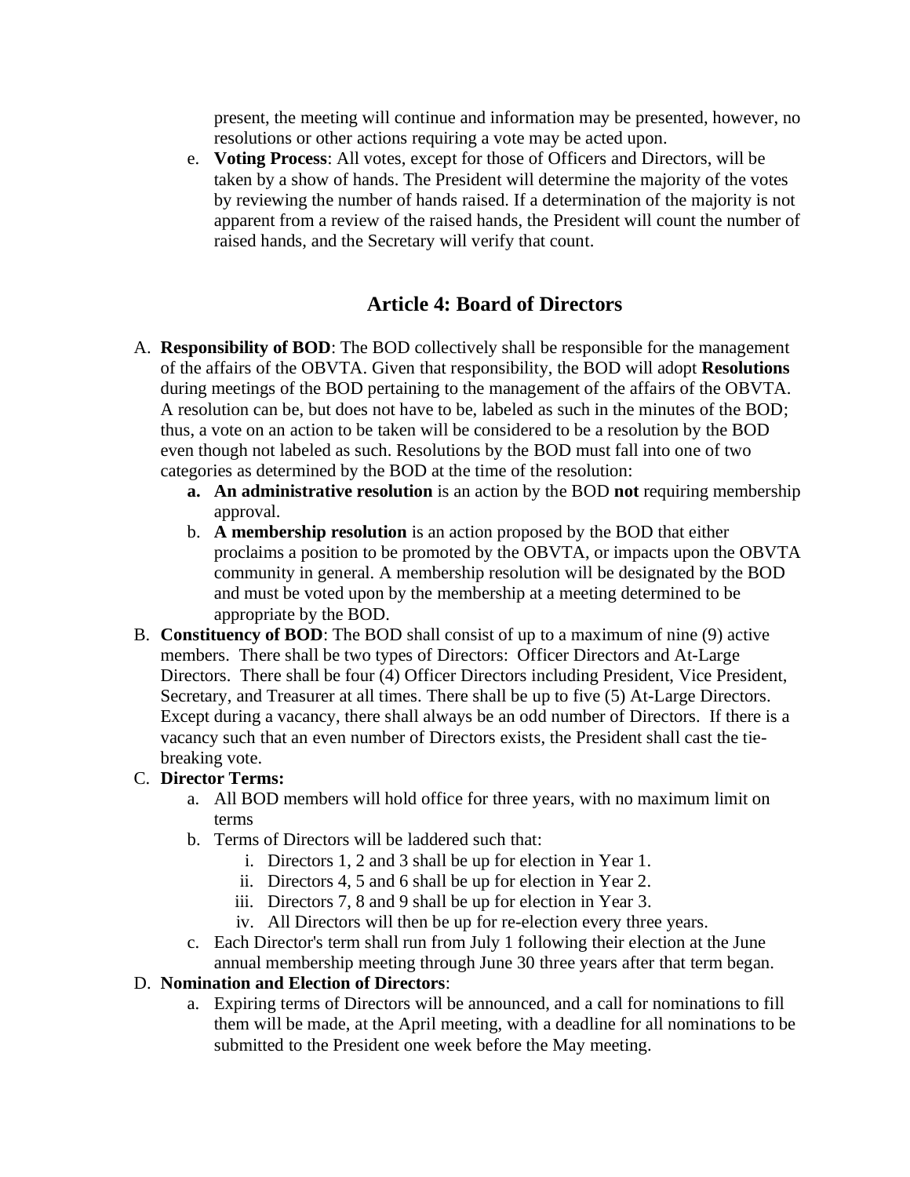present, the meeting will continue and information may be presented, however, no resolutions or other actions requiring a vote may be acted upon.

e. **Voting Process**: All votes, except for those of Officers and Directors, will be taken by a show of hands. The President will determine the majority of the votes by reviewing the number of hands raised. If a determination of the majority is not apparent from a review of the raised hands, the President will count the number of raised hands, and the Secretary will verify that count.

## Article 4: Board of Directors

A. **Responsibility of BOD**: The BOD collectively shall be responsible for the management of the affairs of the OBVTA. Given that responsibility, the BOD will adopt **Resolutions** during meetings of the BOD pertaining to the management of the affairs of the OBVTA. A resolution can be, but does not have to be, labeled as such in the minutes of the BOD; thus, a vote on an action to be taken will be considered to be a resolution by the BOD even though not labeled as such. Resolutions by the BOD must fall into one of two categories as determined by the BOD at the time of the resolution:

   a. **An administrative resolution** is an action by the BOD **not** requiring membership approval.

   b. **A membership resolution** is an action proposed by the BOD that either proclaims a position to be promoted by the OBVTA, or impacts upon the OBVTA community in general. A membership resolution will be designated by the BOD and must be voted upon by the membership at a meeting determined to be appropriate by the BOD.

B. **Constituency of BOD**: The BOD shall consist of up to a maximum of nine (9) active members. There shall be two types of Directors: Officer Directors and At-Large Directors. There shall be four (4) Officer Directors including President, Vice President, Secretary, and Treasurer at all times. There shall be up to five (5) At-Large Directors. Except during a vacancy, there shall always be an odd number of Directors. If there is a vacancy such that an even number of Directors exists, the President shall cast the tie-breaking vote.

C. **Director Terms:**

   a. All BOD members will hold office for three years, with no maximum limit on terms

   b. Terms of Directors will be laddered such that:

      i. Directors 1, 2 and 3 shall be up for election in Year 1.

      ii. Directors 4, 5 and 6 shall be up for election in Year 2.

      iii. Directors 7, 8 and 9 shall be up for election in Year 3.

      iv. All Directors will then be up for re-election every three years.

   c. Each Director's term shall run from July 1 following their election at the June annual membership meeting through June 30 three years after that term began.

D. **Nomination and Election of Directors**:

   a. Expiring terms of Directors will be announced, and a call for nominations to fill them will be made, at the April meeting, with a deadline for all nominations to be submitted to the President one week before the May meeting.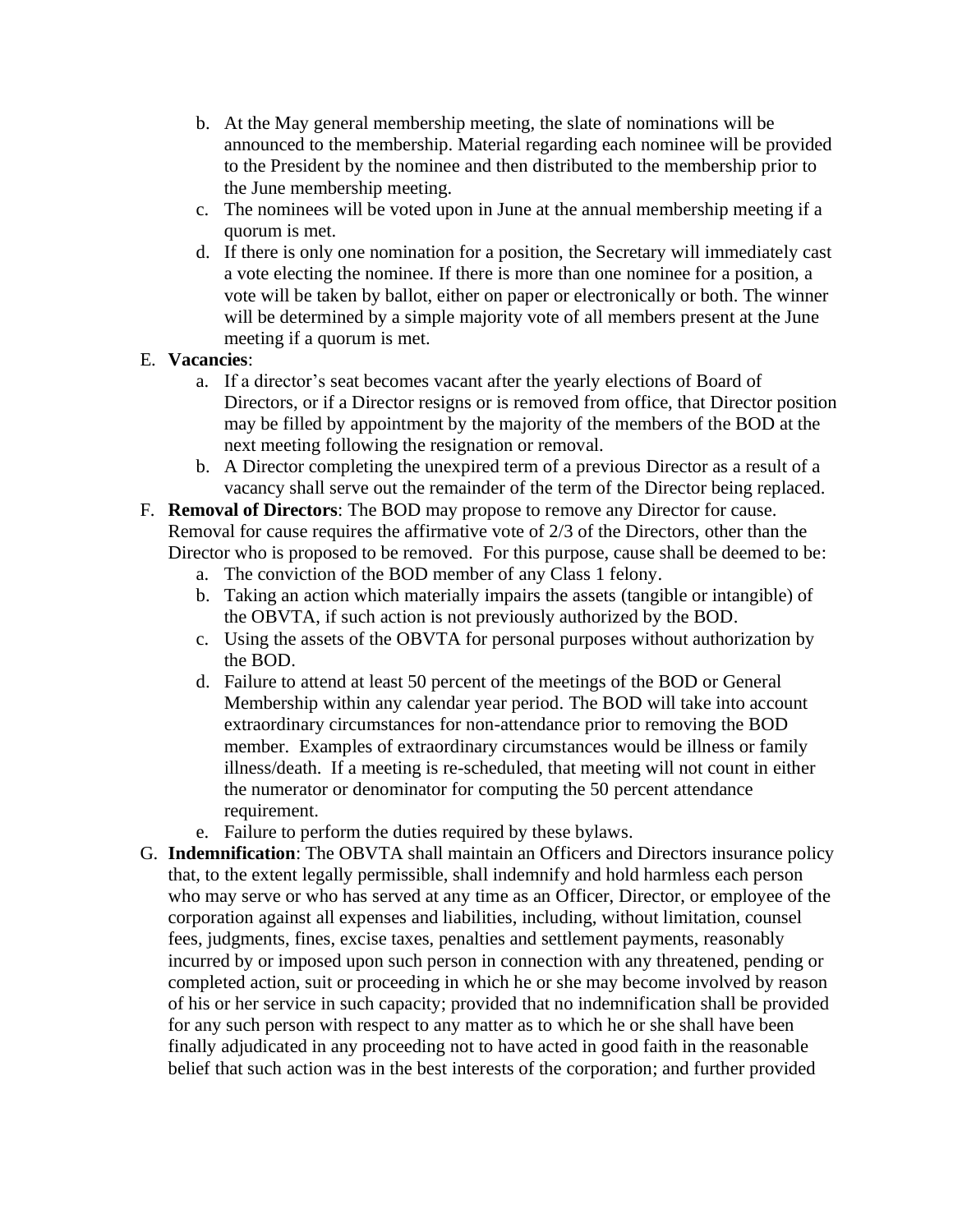b. At the May general membership meeting, the slate of nominations will be announced to the membership. Material regarding each nominee will be provided to the President by the nominee and then distributed to the membership prior to the June membership meeting.
   c. The nominees will be voted upon in June at the annual membership meeting if a quorum is met.
   d. If there is only one nomination for a position, the Secretary will immediately cast a vote electing the nominee. If there is more than one nominee for a position, a vote will be taken by ballot, either on paper or electronically or both. The winner will be determined by a simple majority vote of all members present at the June meeting if a quorum is met.

E. **Vacancies**:
   a. If a director's seat becomes vacant after the yearly elections of Board of Directors, or if a Director resigns or is removed from office, that Director position may be filled by appointment by the majority of the members of the BOD at the next meeting following the resignation or removal.
   b. A Director completing the unexpired term of a previous Director as a result of a vacancy shall serve out the remainder of the term of the Director being replaced.

F. **Removal of Directors**: The BOD may propose to remove any Director for cause. Removal for cause requires the affirmative vote of 2/3 of the Directors, other than the Director who is proposed to be removed. For this purpose, cause shall be deemed to be:
   a. The conviction of the BOD member of any Class 1 felony.
   b. Taking an action which materially impairs the assets (tangible or intangible) of the OBVTA, if such action is not previously authorized by the BOD.
   c. Using the assets of the OBVTA for personal purposes without authorization by the BOD.
   d. Failure to attend at least 50 percent of the meetings of the BOD or General Membership within any calendar year period. The BOD will take into account extraordinary circumstances for non-attendance prior to removing the BOD member. Examples of extraordinary circumstances would be illness or family illness/death. If a meeting is re-scheduled, that meeting will not count in either the numerator or denominator for computing the 50 percent attendance requirement.
   e. Failure to perform the duties required by these bylaws.

G. **Indemnification**: The OBVTA shall maintain an Officers and Directors insurance policy that, to the extent legally permissible, shall indemnify and hold harmless each person who may serve or who has served at any time as an Officer, Director, or employee of the corporation against all expenses and liabilities, including, without limitation, counsel fees, judgments, fines, excise taxes, penalties and settlement payments, reasonably incurred by or imposed upon such person in connection with any threatened, pending or completed action, suit or proceeding in which he or she may become involved by reason of his or her service in such capacity; provided that no indemnification shall be provided for any such person with respect to any matter as to which he or she shall have been finally adjudicated in any proceeding not to have acted in good faith in the reasonable belief that such action was in the best interests of the corporation; and further provided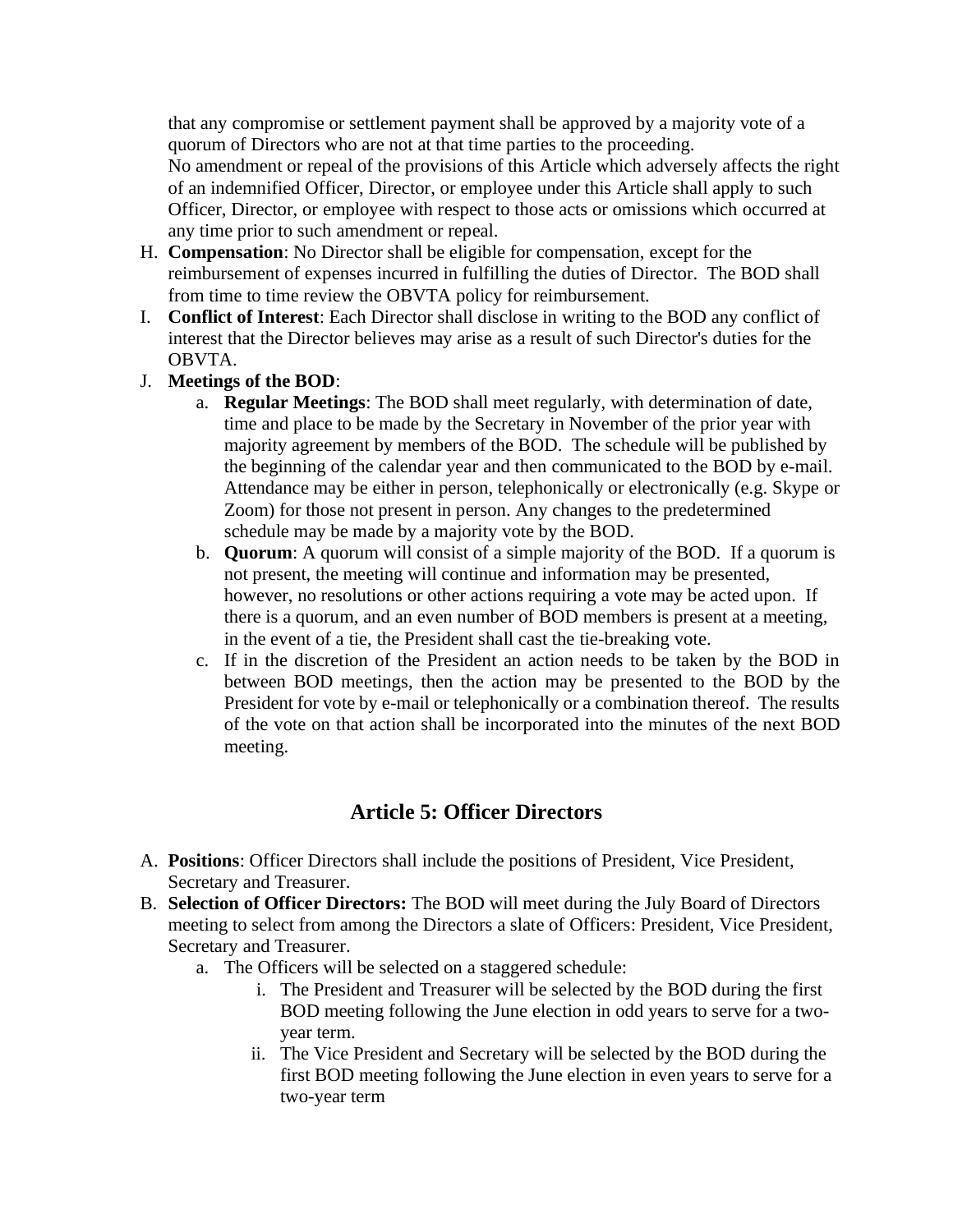that any compromise or settlement payment shall be approved by a majority vote of a quorum of Directors who are not at that time parties to the proceeding.
No amendment or repeal of the provisions of this Article which adversely affects the right of an indemnified Officer, Director, or employee under this Article shall apply to such Officer, Director, or employee with respect to those acts or omissions which occurred at any time prior to such amendment or repeal.

H. **Compensation**: No Director shall be eligible for compensation, except for the reimbursement of expenses incurred in fulfilling the duties of Director. The BOD shall from time to time review the OBVTA policy for reimbursement.
I. **Conflict of Interest**: Each Director shall disclose in writing to the BOD any conflict of interest that the Director believes may arise as a result of such Director's duties for the OBVTA.
J. **Meetings of the BOD**:
   a. **Regular Meetings**: The BOD shall meet regularly, with determination of date, time and place to be made by the Secretary in November of the prior year with majority agreement by members of the BOD. The schedule will be published by the beginning of the calendar year and then communicated to the BOD by e-mail. Attendance may be either in person, telephonically or electronically (e.g. Skype or Zoom) for those not present in person. Any changes to the predetermined schedule may be made by a majority vote by the BOD.
   b. **Quorum**: A quorum will consist of a simple majority of the BOD. If a quorum is not present, the meeting will continue and information may be presented, however, no resolutions or other actions requiring a vote may be acted upon. If there is a quorum, and an even number of BOD members is present at a meeting, in the event of a tie, the President shall cast the tie-breaking vote.
   c. If in the discretion of the President an action needs to be taken by the BOD in between BOD meetings, then the action may be presented to the BOD by the President for vote by e-mail or telephonically or a combination thereof. The results of the vote on that action shall be incorporated into the minutes of the next BOD meeting.

## Article 5: Officer Directors

A. **Positions**: Officer Directors shall include the positions of President, Vice President, Secretary and Treasurer.
B. **Selection of Officer Directors:** The BOD will meet during the July Board of Directors meeting to select from among the Directors a slate of Officers: President, Vice President, Secretary and Treasurer.
   a. The Officers will be selected on a staggered schedule:
      i. The President and Treasurer will be selected by the BOD during the first BOD meeting following the June election in odd years to serve for a two-year term.
      ii. The Vice President and Secretary will be selected by the BOD during the first BOD meeting following the June election in even years to serve for a two-year term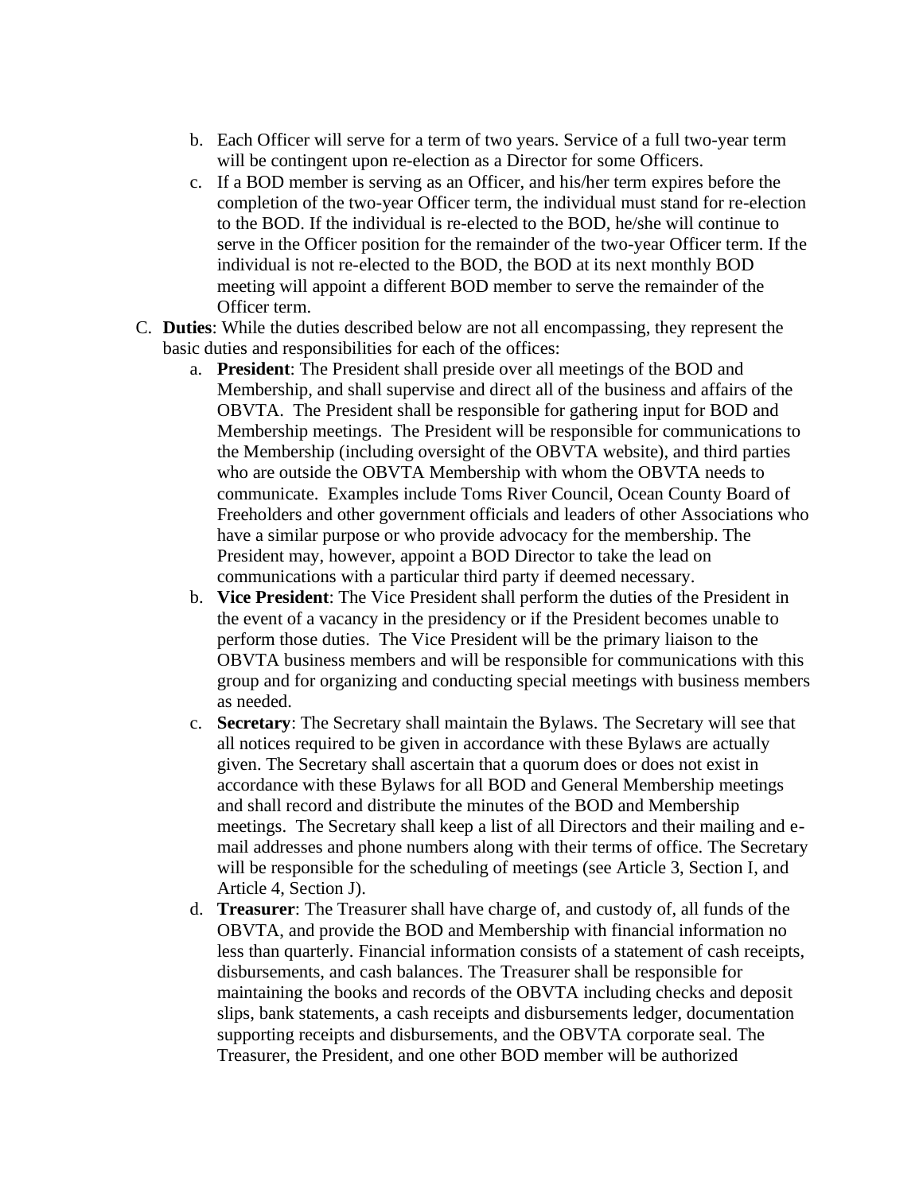b. Each Officer will serve for a term of two years. Service of a full two-year term will be contingent upon re-election as a Director for some Officers.

c. If a BOD member is serving as an Officer, and his/her term expires before the completion of the two-year Officer term, the individual must stand for re-election to the BOD. If the individual is re-elected to the BOD, he/she will continue to serve in the Officer position for the remainder of the two-year Officer term. If the individual is not re-elected to the BOD, the BOD at its next monthly BOD meeting will appoint a different BOD member to serve the remainder of the Officer term.

C. **Duties**: While the duties described below are not all encompassing, they represent the basic duties and responsibilities for each of the offices:

a. **President**: The President shall preside over all meetings of the BOD and Membership, and shall supervise and direct all of the business and affairs of the OBVTA. The President shall be responsible for gathering input for BOD and Membership meetings. The President will be responsible for communications to the Membership (including oversight of the OBVTA website), and third parties who are outside the OBVTA Membership with whom the OBVTA needs to communicate. Examples include Toms River Council, Ocean County Board of Freeholders and other government officials and leaders of other Associations who have a similar purpose or who provide advocacy for the membership. The President may, however, appoint a BOD Director to take the lead on communications with a particular third party if deemed necessary.

b. **Vice President**: The Vice President shall perform the duties of the President in the event of a vacancy in the presidency or if the President becomes unable to perform those duties. The Vice President will be the primary liaison to the OBVTA business members and will be responsible for communications with this group and for organizing and conducting special meetings with business members as needed.

c. **Secretary**: The Secretary shall maintain the Bylaws. The Secretary will see that all notices required to be given in accordance with these Bylaws are actually given. The Secretary shall ascertain that a quorum does or does not exist in accordance with these Bylaws for all BOD and General Membership meetings and shall record and distribute the minutes of the BOD and Membership meetings. The Secretary shall keep a list of all Directors and their mailing and e-mail addresses and phone numbers along with their terms of office. The Secretary will be responsible for the scheduling of meetings (see Article 3, Section I, and Article 4, Section J).

d. **Treasurer**: The Treasurer shall have charge of, and custody of, all funds of the OBVTA, and provide the BOD and Membership with financial information no less than quarterly. Financial information consists of a statement of cash receipts, disbursements, and cash balances. The Treasurer shall be responsible for maintaining the books and records of the OBVTA including checks and deposit slips, bank statements, a cash receipts and disbursements ledger, documentation supporting receipts and disbursements, and the OBVTA corporate seal. The Treasurer, the President, and one other BOD member will be authorized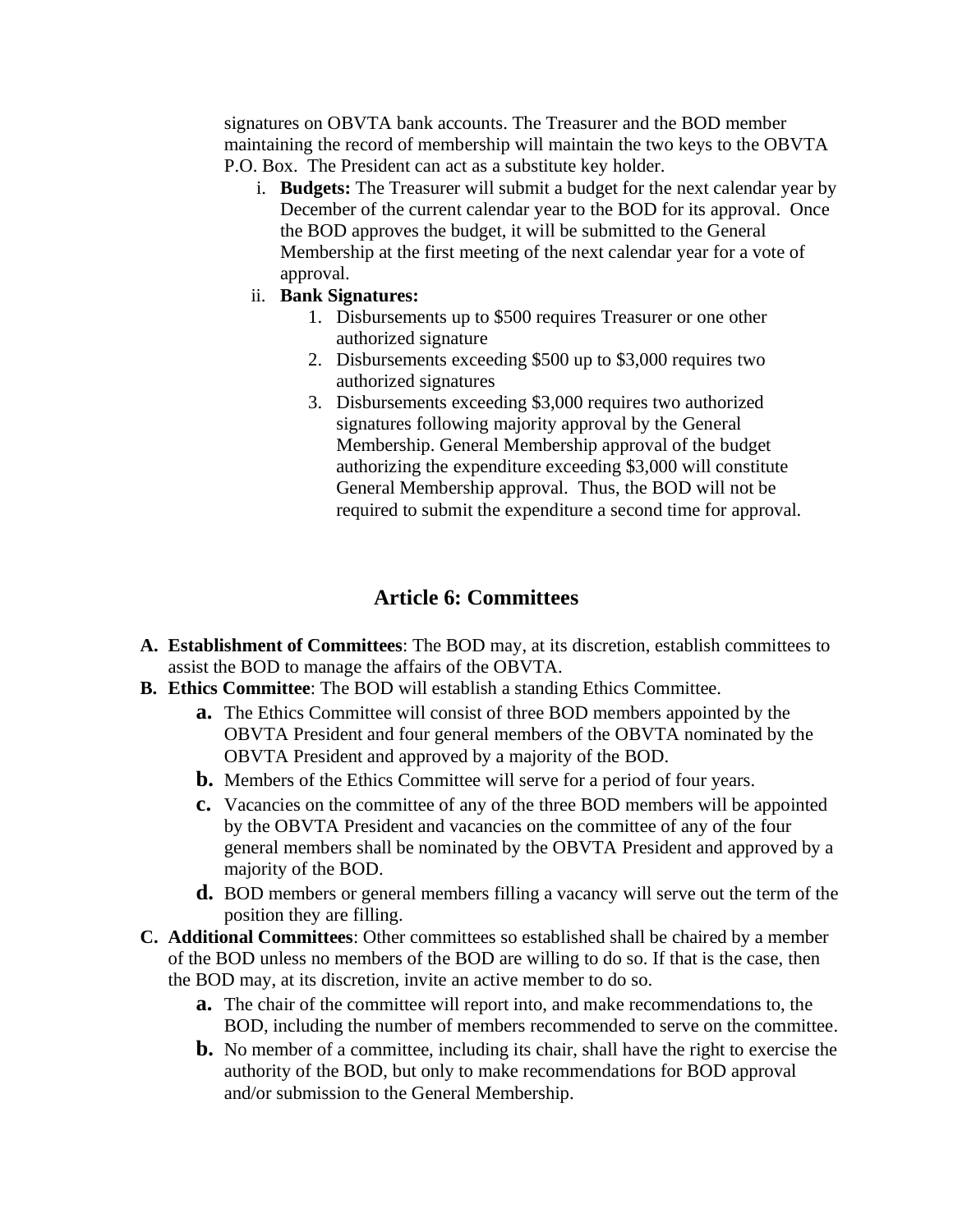signatures on OBVTA bank accounts. The Treasurer and the BOD member maintaining the record of membership will maintain the two keys to the OBVTA P.O. Box. The President can act as a substitute key holder.

i. **Budgets:** The Treasurer will submit a budget for the next calendar year by December of the current calendar year to the BOD for its approval. Once the BOD approves the budget, it will be submitted to the General Membership at the first meeting of the next calendar year for a vote of approval.

ii. **Bank Signatures:**

1. Disbursements up to $500 requires Treasurer or one other authorized signature
2. Disbursements exceeding $500 up to $3,000 requires two authorized signatures
3. Disbursements exceeding $3,000 requires two authorized signatures following majority approval by the General Membership. General Membership approval of the budget authorizing the expenditure exceeding $3,000 will constitute General Membership approval. Thus, the BOD will not be required to submit the expenditure a second time for approval.

## Article 6: Committees

A. **Establishment of Committees**: The BOD may, at its discretion, establish committees to assist the BOD to manage the affairs of the OBVTA.

B. **Ethics Committee**: The BOD will establish a standing Ethics Committee.

   a. The Ethics Committee will consist of three BOD members appointed by the OBVTA President and four general members of the OBVTA nominated by the OBVTA President and approved by a majority of the BOD.

   b. Members of the Ethics Committee will serve for a period of four years.

   c. Vacancies on the committee of any of the three BOD members will be appointed by the OBVTA President and vacancies on the committee of any of the four general members shall be nominated by the OBVTA President and approved by a majority of the BOD.

   d. BOD members or general members filling a vacancy will serve out the term of the position they are filling.

C. **Additional Committees**: Other committees so established shall be chaired by a member of the BOD unless no members of the BOD are willing to do so. If that is the case, then the BOD may, at its discretion, invite an active member to do so.

   a. The chair of the committee will report into, and make recommendations to, the BOD, including the number of members recommended to serve on the committee.

   b. No member of a committee, including its chair, shall have the right to exercise the authority of the BOD, but only to make recommendations for BOD approval and/or submission to the General Membership.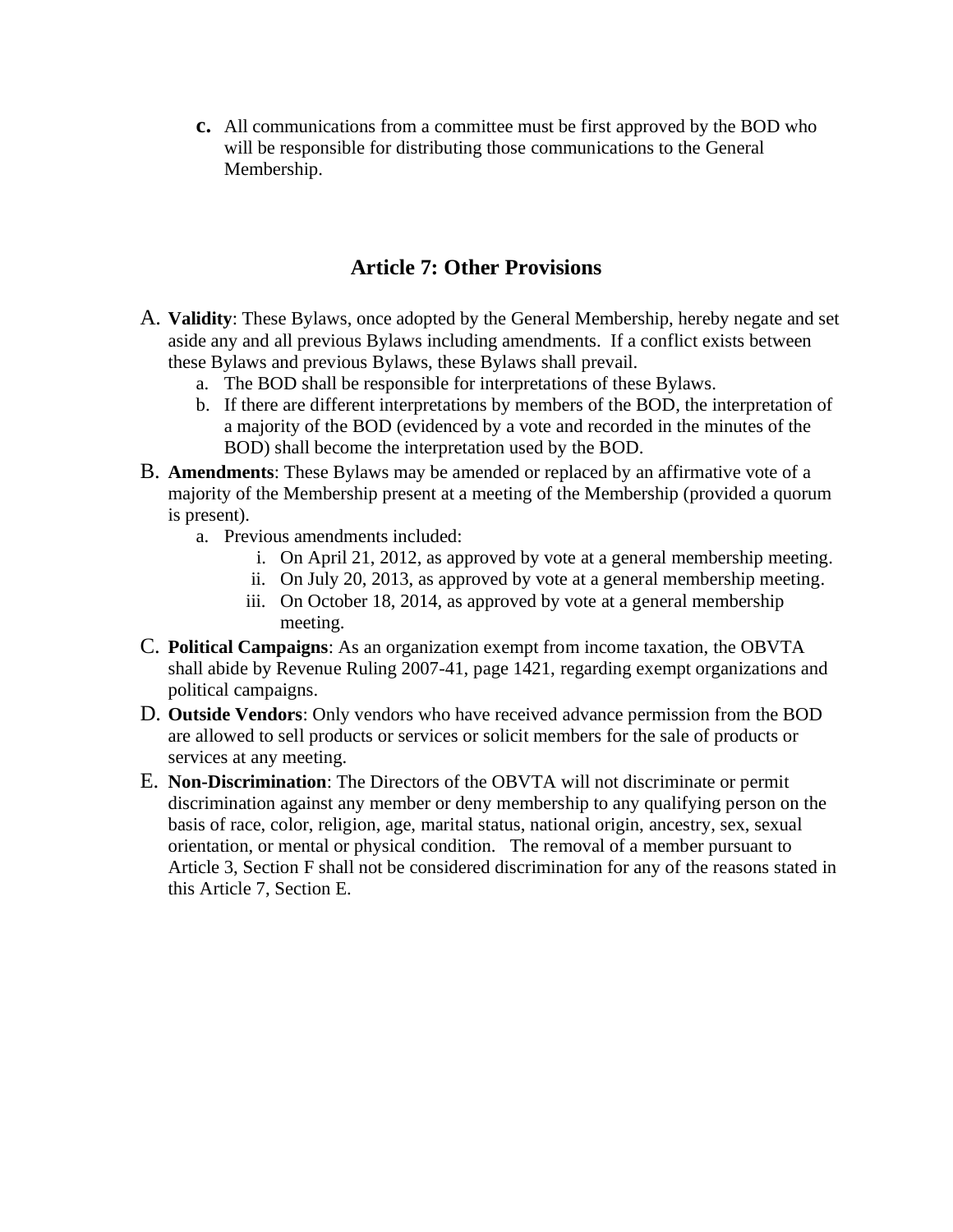c. All communications from a committee must be first approved by the BOD who will be responsible for distributing those communications to the General Membership.

## Article 7: Other Provisions

A. **Validity**: These Bylaws, once adopted by the General Membership, hereby negate and set aside any and all previous Bylaws including amendments. If a conflict exists between these Bylaws and previous Bylaws, these Bylaws shall prevail.
   a. The BOD shall be responsible for interpretations of these Bylaws.
   b. If there are different interpretations by members of the BOD, the interpretation of a majority of the BOD (evidenced by a vote and recorded in the minutes of the BOD) shall become the interpretation used by the BOD.

B. **Amendments**: These Bylaws may be amended or replaced by an affirmative vote of a majority of the Membership present at a meeting of the Membership (provided a quorum is present).
   a. Previous amendments included:
      i. On April 21, 2012, as approved by vote at a general membership meeting.
      ii. On July 20, 2013, as approved by vote at a general membership meeting.
      iii. On October 18, 2014, as approved by vote at a general membership meeting.

C. **Political Campaigns**: As an organization exempt from income taxation, the OBVTA shall abide by Revenue Ruling 2007-41, page 1421, regarding exempt organizations and political campaigns.

D. **Outside Vendors**: Only vendors who have received advance permission from the BOD are allowed to sell products or services or solicit members for the sale of products or services at any meeting.

E. **Non-Discrimination**: The Directors of the OBVTA will not discriminate or permit discrimination against any member or deny membership to any qualifying person on the basis of race, color, religion, age, marital status, national origin, ancestry, sex, sexual orientation, or mental or physical condition. The removal of a member pursuant to Article 3, Section F shall not be considered discrimination for any of the reasons stated in this Article 7, Section E.